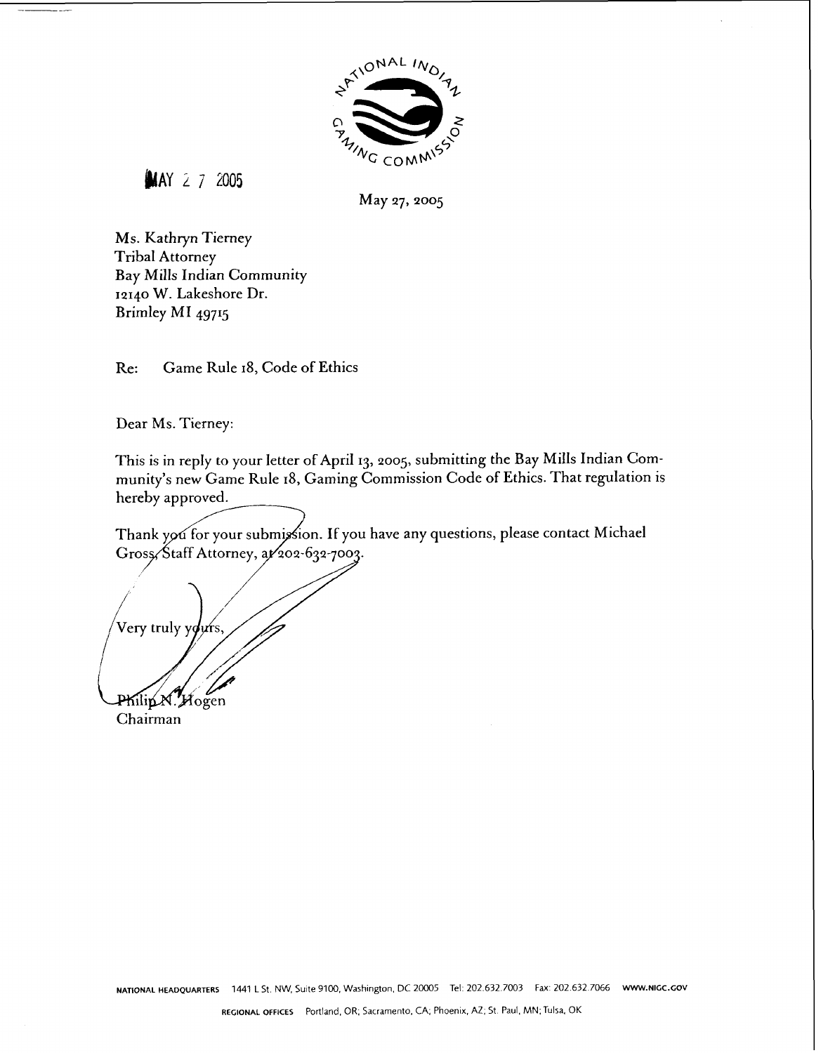NATIONAL INDIAN GAMING COMMISSION

MAY 27 2005

May 27, 2005

Ms. Kathryn Tierney
Tribal Attorney
Bay Mills Indian Community
12140 W. Lakeshore Dr.
Brimley MI 49715

Re: Game Rule 18, Code of Ethics

Dear Ms. Tierney:

This is in reply to your letter of April 13, 2005, submitting the Bay Mills Indian Community's new Game Rule 18, Gaming Commission Code of Ethics. That regulation is hereby approved.

Thank you for your submission. If you have any questions, please contact Michael Gross, Staff Attorney, at 202-632-7003.

Very truly yours,

Philip N. Hogen
Chairman

NATIONAL HEADQUARTERS 1441 L St. NW, Suite 9100, Washington, DC 20005 Tel: 202.632.7003 Fax: 202.632.7066 WWW.NIGC.GOV

REGIONAL OFFICES Portland, OR; Sacramento, CA; Phoenix, AZ; St. Paul, MN; Tulsa, OK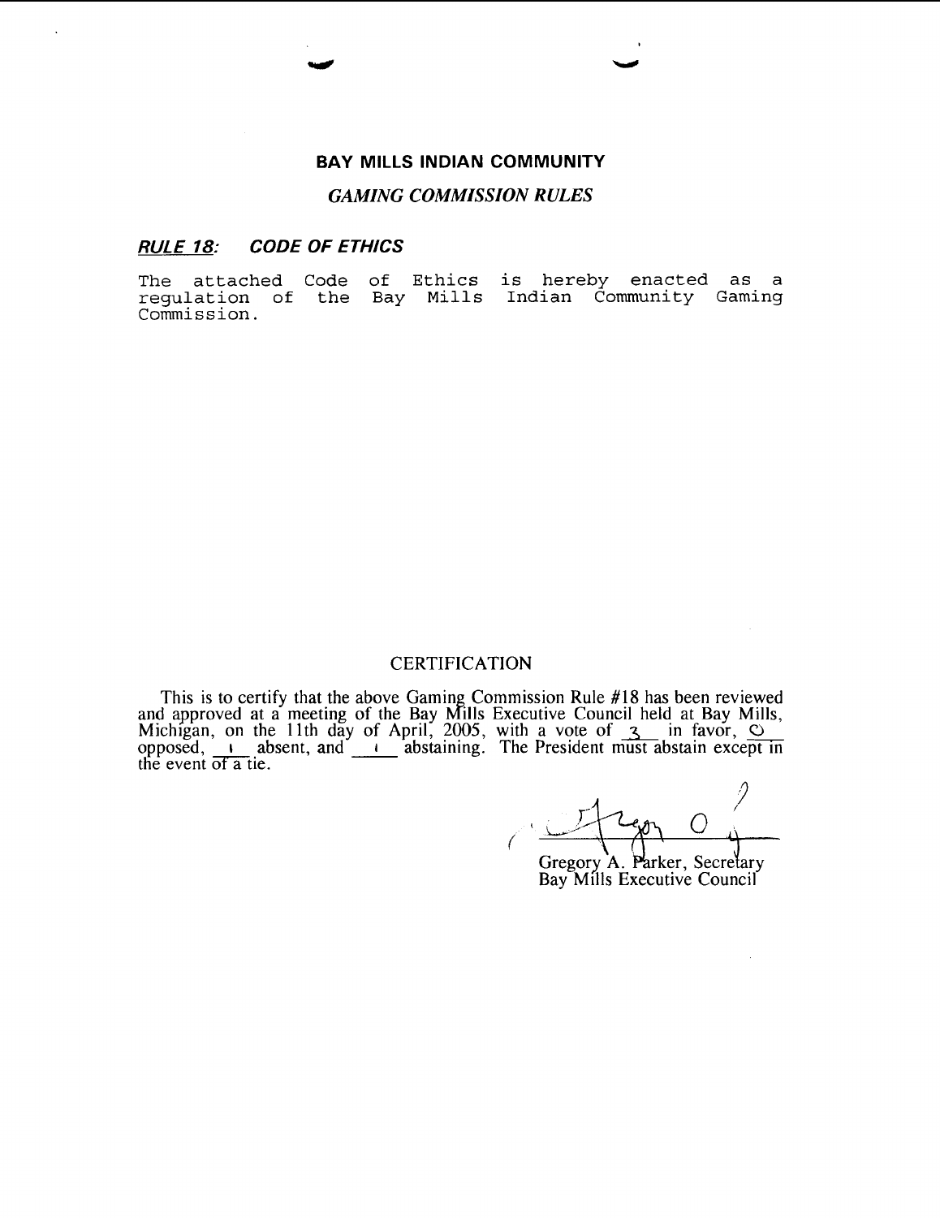## BAY MILLS INDIAN COMMUNITY

### *GAMING COMMISSION RULES*

***RULE 18:*** ***CODE OF ETHICS***

The attached Code of Ethics is hereby enacted as a regulation of the Bay Mills Indian Community Gaming Commission.

## CERTIFICATION

This is to certify that the above Gaming Commission Rule #18 has been reviewed and approved at a meeting of the Bay Mills Executive Council held at Bay Mills, Michigan, on the 11th day of April, 2005, with a vote of 3 in favor, 0 opposed, 1 absent, and 1 abstaining. The President must abstain except in the event of a tie.

Gregory A. Parker, Secretary
Bay Mills Executive Council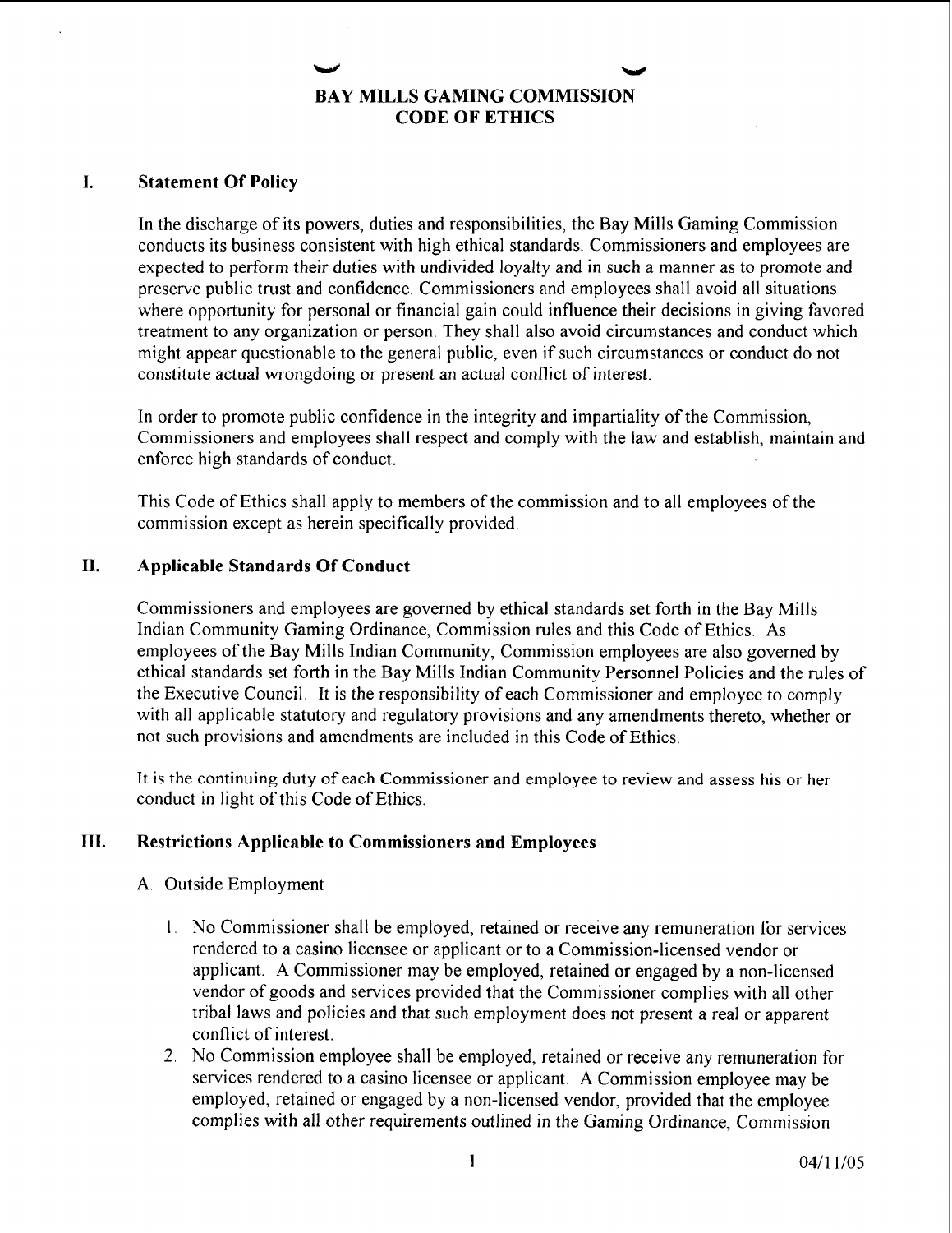# BAY MILLS GAMING COMMISSION
# CODE OF ETHICS

## I. Statement Of Policy

In the discharge of its powers, duties and responsibilities, the Bay Mills Gaming Commission conducts its business consistent with high ethical standards. Commissioners and employees are expected to perform their duties with undivided loyalty and in such a manner as to promote and preserve public trust and confidence. Commissioners and employees shall avoid all situations where opportunity for personal or financial gain could influence their decisions in giving favored treatment to any organization or person. They shall also avoid circumstances and conduct which might appear questionable to the general public, even if such circumstances or conduct do not constitute actual wrongdoing or present an actual conflict of interest.

In order to promote public confidence in the integrity and impartiality of the Commission, Commissioners and employees shall respect and comply with the law and establish, maintain and enforce high standards of conduct.

This Code of Ethics shall apply to members of the commission and to all employees of the commission except as herein specifically provided.

## II. Applicable Standards Of Conduct

Commissioners and employees are governed by ethical standards set forth in the Bay Mills Indian Community Gaming Ordinance, Commission rules and this Code of Ethics. As employees of the Bay Mills Indian Community, Commission employees are also governed by ethical standards set forth in the Bay Mills Indian Community Personnel Policies and the rules of the Executive Council. It is the responsibility of each Commissioner and employee to comply with all applicable statutory and regulatory provisions and any amendments thereto, whether or not such provisions and amendments are included in this Code of Ethics.

It is the continuing duty of each Commissioner and employee to review and assess his or her conduct in light of this Code of Ethics.

## III. Restrictions Applicable to Commissioners and Employees

A. Outside Employment

1. No Commissioner shall be employed, retained or receive any remuneration for services rendered to a casino licensee or applicant or to a Commission-licensed vendor or applicant. A Commissioner may be employed, retained or engaged by a non-licensed vendor of goods and services provided that the Commissioner complies with all other tribal laws and policies and that such employment does not present a real or apparent conflict of interest.
2. No Commission employee shall be employed, retained or receive any remuneration for services rendered to a casino licensee or applicant. A Commission employee may be employed, retained or engaged by a non-licensed vendor, provided that the employee complies with all other requirements outlined in the Gaming Ordinance, Commission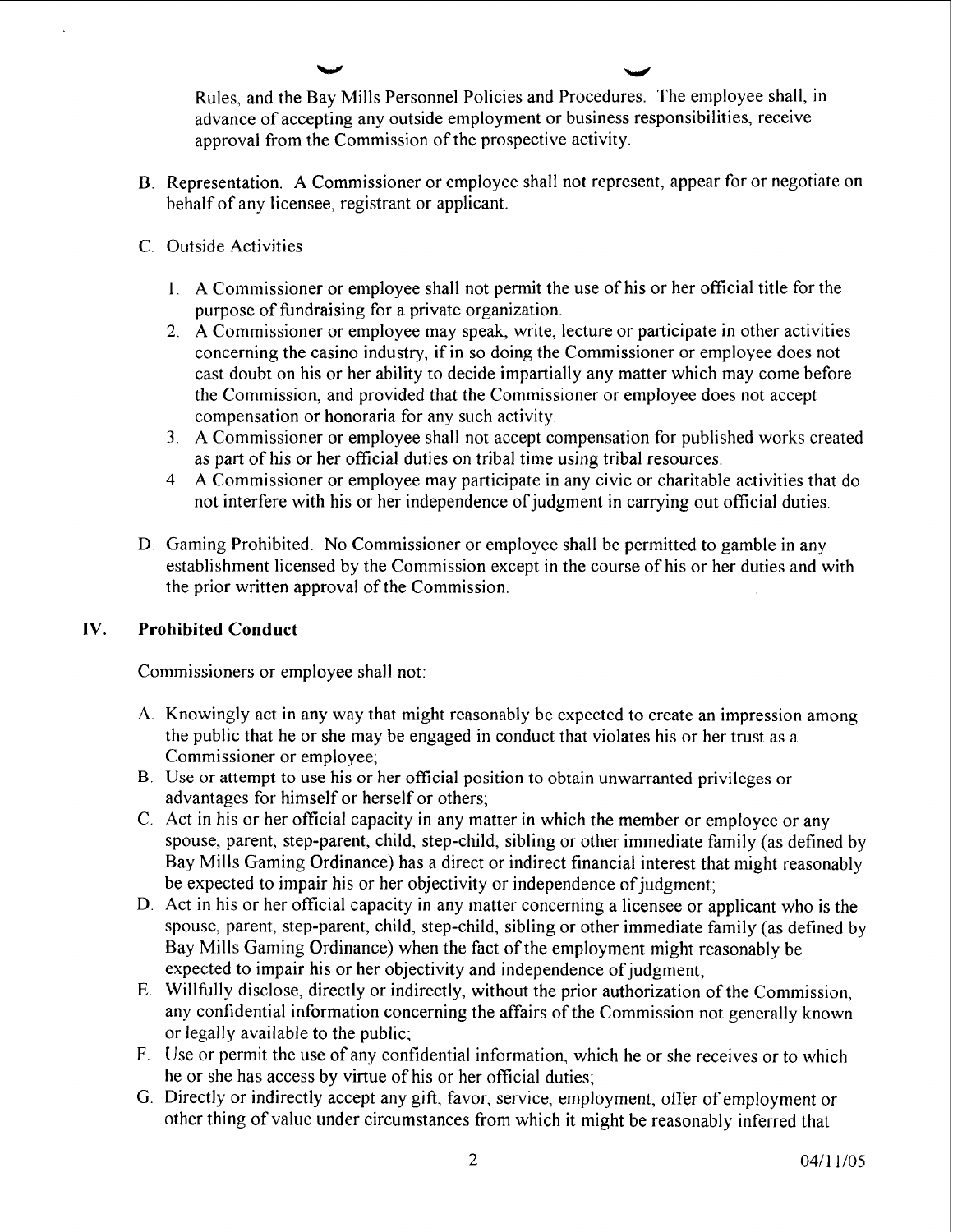Rules, and the Bay Mills Personnel Policies and Procedures. The employee shall, in advance of accepting any outside employment or business responsibilities, receive approval from the Commission of the prospective activity.

B. Representation. A Commissioner or employee shall not represent, appear for or negotiate on behalf of any licensee, registrant or applicant.

C. Outside Activities

1. A Commissioner or employee shall not permit the use of his or her official title for the purpose of fundraising for a private organization.
2. A Commissioner or employee may speak, write, lecture or participate in other activities concerning the casino industry, if in so doing the Commissioner or employee does not cast doubt on his or her ability to decide impartially any matter which may come before the Commission, and provided that the Commissioner or employee does not accept compensation or honoraria for any such activity.
3. A Commissioner or employee shall not accept compensation for published works created as part of his or her official duties on tribal time using tribal resources.
4. A Commissioner or employee may participate in any civic or charitable activities that do not interfere with his or her independence of judgment in carrying out official duties.

D. Gaming Prohibited. No Commissioner or employee shall be permitted to gamble in any establishment licensed by the Commission except in the course of his or her duties and with the prior written approval of the Commission.

## IV. Prohibited Conduct

Commissioners or employee shall not:

A. Knowingly act in any way that might reasonably be expected to create an impression among the public that he or she may be engaged in conduct that violates his or her trust as a Commissioner or employee;

B. Use or attempt to use his or her official position to obtain unwarranted privileges or advantages for himself or herself or others;

C. Act in his or her official capacity in any matter in which the member or employee or any spouse, parent, step-parent, child, step-child, sibling or other immediate family (as defined by Bay Mills Gaming Ordinance) has a direct or indirect financial interest that might reasonably be expected to impair his or her objectivity or independence of judgment;

D. Act in his or her official capacity in any matter concerning a licensee or applicant who is the spouse, parent, step-parent, child, step-child, sibling or other immediate family (as defined by Bay Mills Gaming Ordinance) when the fact of the employment might reasonably be expected to impair his or her objectivity and independence of judgment;

E. Willfully disclose, directly or indirectly, without the prior authorization of the Commission, any confidential information concerning the affairs of the Commission not generally known or legally available to the public;

F. Use or permit the use of any confidential information, which he or she receives or to which he or she has access by virtue of his or her official duties;

G. Directly or indirectly accept any gift, favor, service, employment, offer of employment or other thing of value under circumstances from which it might be reasonably inferred that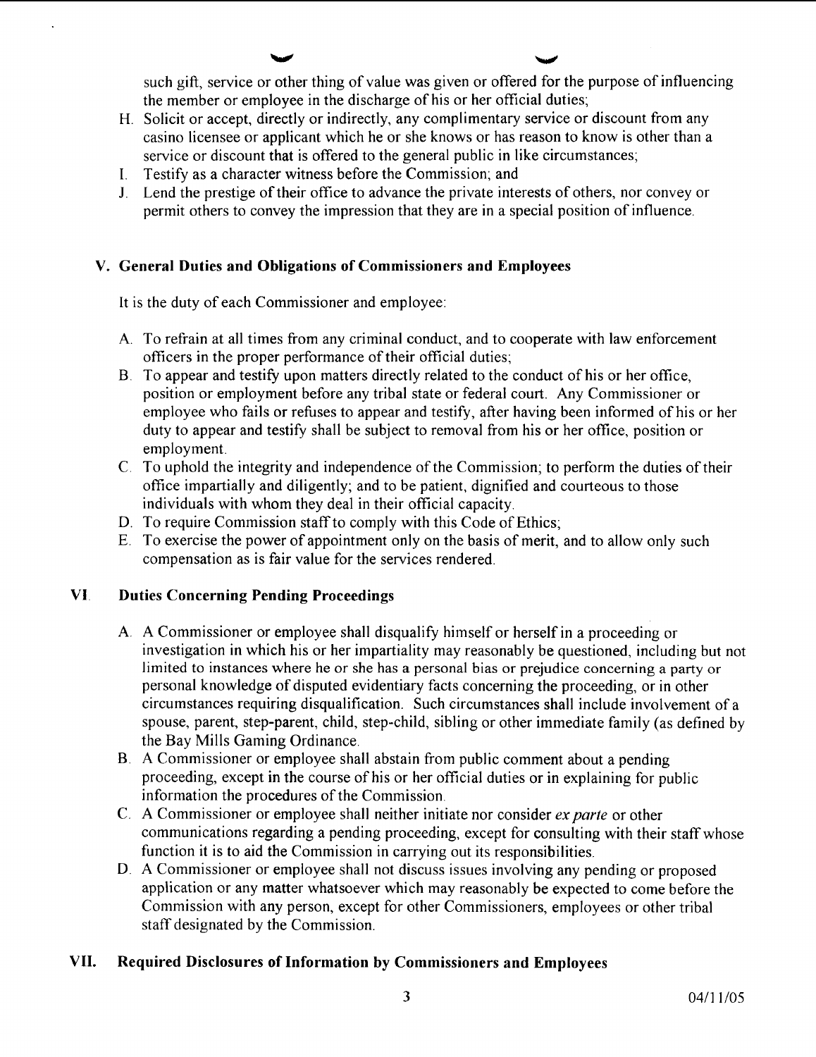such gift, service or other thing of value was given or offered for the purpose of influencing the member or employee in the discharge of his or her official duties;

H. Solicit or accept, directly or indirectly, any complimentary service or discount from any casino licensee or applicant which he or she knows or has reason to know is other than a service or discount that is offered to the general public in like circumstances;

I. Testify as a character witness before the Commission; and

J. Lend the prestige of their office to advance the private interests of others, nor convey or permit others to convey the impression that they are in a special position of influence.

## V. General Duties and Obligations of Commissioners and Employees

It is the duty of each Commissioner and employee:

A. To refrain at all times from any criminal conduct, and to cooperate with law enforcement officers in the proper performance of their official duties;

B. To appear and testify upon matters directly related to the conduct of his or her office, position or employment before any tribal state or federal court. Any Commissioner or employee who fails or refuses to appear and testify, after having been informed of his or her duty to appear and testify shall be subject to removal from his or her office, position or employment.

C. To uphold the integrity and independence of the Commission; to perform the duties of their office impartially and diligently; and to be patient, dignified and courteous to those individuals with whom they deal in their official capacity.

D. To require Commission staff to comply with this Code of Ethics;

E. To exercise the power of appointment only on the basis of merit, and to allow only such compensation as is fair value for the services rendered.

## VI. Duties Concerning Pending Proceedings

A. A Commissioner or employee shall disqualify himself or herself in a proceeding or investigation in which his or her impartiality may reasonably be questioned, including but not limited to instances where he or she has a personal bias or prejudice concerning a party or personal knowledge of disputed evidentiary facts concerning the proceeding, or in other circumstances requiring disqualification. Such circumstances shall include involvement of a spouse, parent, step-parent, child, step-child, sibling or other immediate family (as defined by the Bay Mills Gaming Ordinance.

B. A Commissioner or employee shall abstain from public comment about a pending proceeding, except in the course of his or her official duties or in explaining for public information the procedures of the Commission.

C. A Commissioner or employee shall neither initiate nor consider *ex parte* or other communications regarding a pending proceeding, except for consulting with their staff whose function it is to aid the Commission in carrying out its responsibilities.

D. A Commissioner or employee shall not discuss issues involving any pending or proposed application or any matter whatsoever which may reasonably be expected to come before the Commission with any person, except for other Commissioners, employees or other tribal staff designated by the Commission.

## VII. Required Disclosures of Information by Commissioners and Employees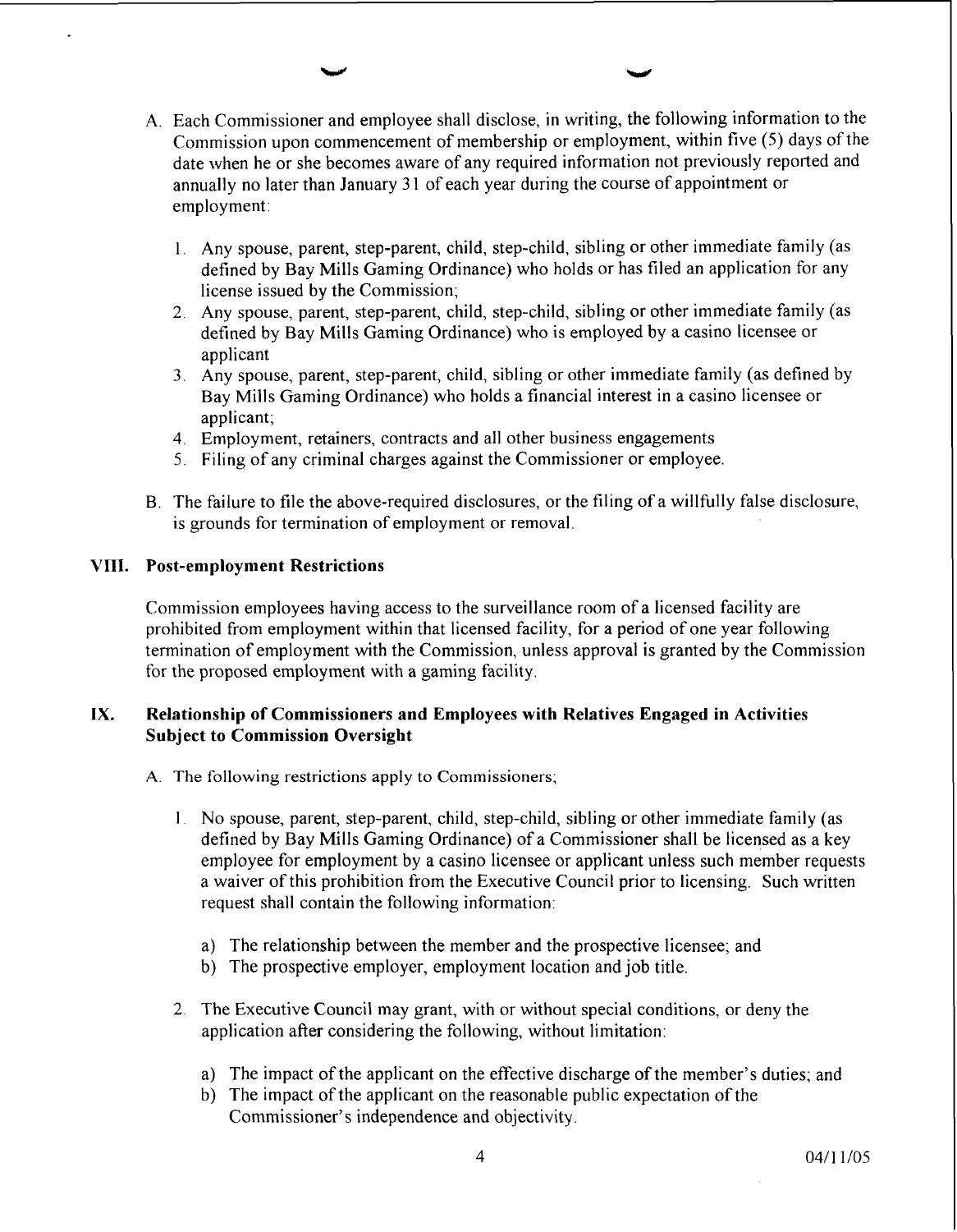A. Each Commissioner and employee shall disclose, in writing, the following information to the Commission upon commencement of membership or employment, within five (5) days of the date when he or she becomes aware of any required information not previously reported and annually no later than January 31 of each year during the course of appointment or employment:

   1. Any spouse, parent, step-parent, child, step-child, sibling or other immediate family (as defined by Bay Mills Gaming Ordinance) who holds or has filed an application for any license issued by the Commission;
   2. Any spouse, parent, step-parent, child, step-child, sibling or other immediate family (as defined by Bay Mills Gaming Ordinance) who is employed by a casino licensee or applicant
   3. Any spouse, parent, step-parent, child, sibling or other immediate family (as defined by Bay Mills Gaming Ordinance) who holds a financial interest in a casino licensee or applicant;
   4. Employment, retainers, contracts and all other business engagements
   5. Filing of any criminal charges against the Commissioner or employee.

B. The failure to file the above-required disclosures, or the filing of a willfully false disclosure, is grounds for termination of employment or removal.

## VIII. Post-employment Restrictions

Commission employees having access to the surveillance room of a licensed facility are prohibited from employment within that licensed facility, for a period of one year following termination of employment with the Commission, unless approval is granted by the Commission for the proposed employment with a gaming facility.

## IX. Relationship of Commissioners and Employees with Relatives Engaged in Activities Subject to Commission Oversight

A. The following restrictions apply to Commissioners;

   1. No spouse, parent, step-parent, child, step-child, sibling or other immediate family (as defined by Bay Mills Gaming Ordinance) of a Commissioner shall be licensed as a key employee for employment by a casino licensee or applicant unless such member requests a waiver of this prohibition from the Executive Council prior to licensing. Such written request shall contain the following information:

      a) The relationship between the member and the prospective licensee; and
      b) The prospective employer, employment location and job title.

   2. The Executive Council may grant, with or without special conditions, or deny the application after considering the following, without limitation:

      a) The impact of the applicant on the effective discharge of the member's duties; and
      b) The impact of the applicant on the reasonable public expectation of the Commissioner's independence and objectivity.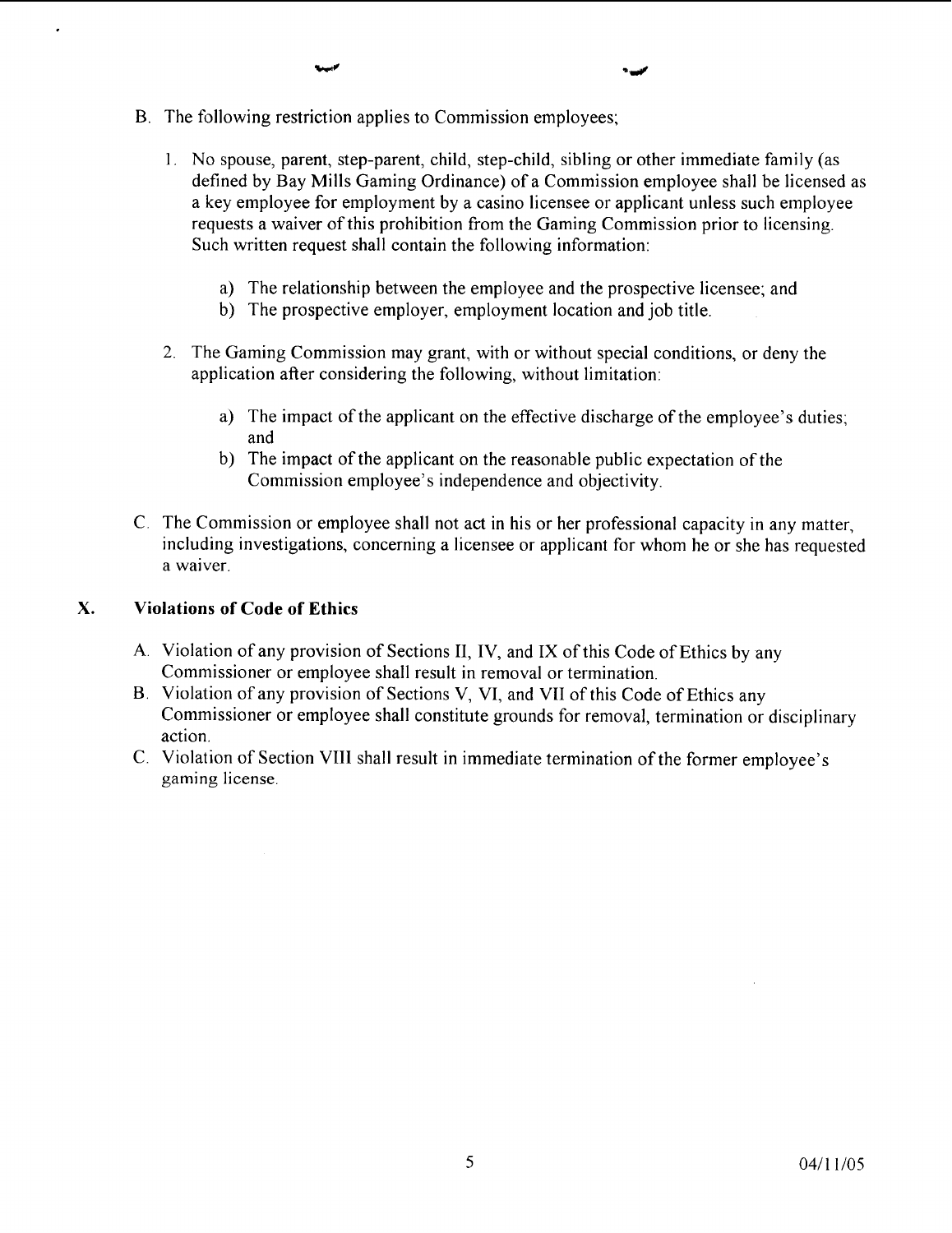B. The following restriction applies to Commission employees;

1. No spouse, parent, step-parent, child, step-child, sibling or other immediate family (as defined by Bay Mills Gaming Ordinance) of a Commission employee shall be licensed as a key employee for employment by a casino licensee or applicant unless such employee requests a waiver of this prohibition from the Gaming Commission prior to licensing. Such written request shall contain the following information:

   a) The relationship between the employee and the prospective licensee; and
   b) The prospective employer, employment location and job title.

2. The Gaming Commission may grant, with or without special conditions, or deny the application after considering the following, without limitation:

   a) The impact of the applicant on the effective discharge of the employee's duties; and
   b) The impact of the applicant on the reasonable public expectation of the Commission employee's independence and objectivity.

C. The Commission or employee shall not act in his or her professional capacity in any matter, including investigations, concerning a licensee or applicant for whom he or she has requested a waiver.

## X. Violations of Code of Ethics

A. Violation of any provision of Sections II, IV, and IX of this Code of Ethics by any Commissioner or employee shall result in removal or termination.

B. Violation of any provision of Sections V, VI, and VII of this Code of Ethics any Commissioner or employee shall constitute grounds for removal, termination or disciplinary action.

C. Violation of Section VIII shall result in immediate termination of the former employee's gaming license.